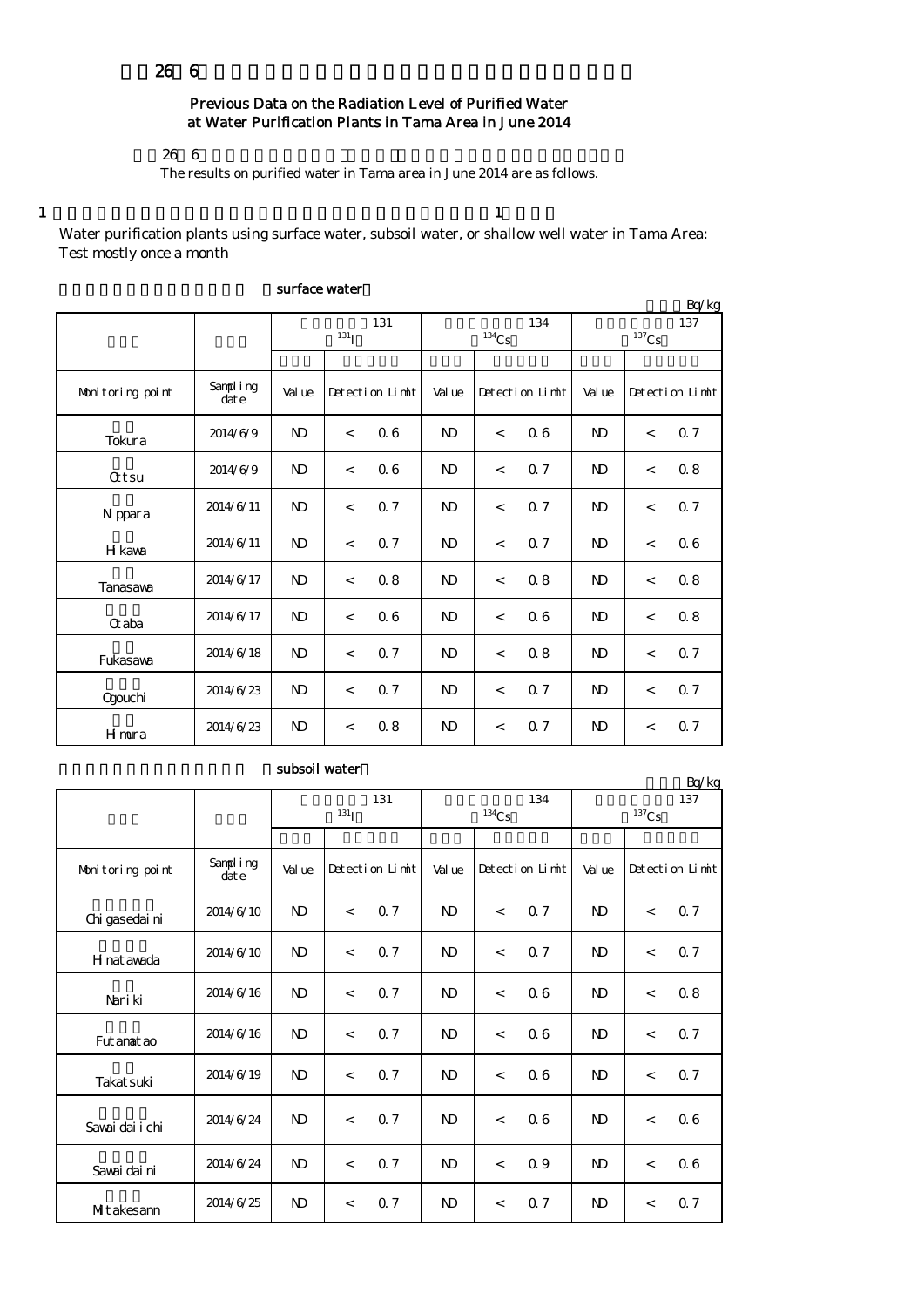# 26 6

## Previous Data on the Radiation Level of Purified Water at Water Purification Plants in Tama Area in June 2014

26 6

The results on purified water in Tama area in June 2014 are as follows.

1 　　　　　　　　　　　　　　　　　　　　　　　　　　　　　　　　　　　1

Water purification plants using surface water, subsoil water, or shallow well water in Tama Area: Test mostly once a month

### surface water

Bq/kg

| | | 131 $^{131}$I | | | 134 $^{134}$Cs | | | 137 $^{137}$Cs | | |
|---|---|---|---|---|---|---|---|---|---|---|
| Monitoring point | Sampling date | Value | Detection Limit | | Value | Detection Limit | | Value | Detection Limit | |
| Tokura | 2014/6/9 | ND | < | 0.6 | ND | < | 0.6 | ND | < | 0.7 |
| Otsu | 2014/6/9 | ND | < | 0.6 | ND | < | 0.7 | ND | < | 0.8 |
| Nippara | 2014/6/11 | ND | < | 0.7 | ND | < | 0.7 | ND | < | 0.7 |
| Hikawa | 2014/6/11 | ND | < | 0.7 | ND | < | 0.7 | ND | < | 0.6 |
| Tanasawa | 2014/6/17 | ND | < | 0.8 | ND | < | 0.8 | ND | < | 0.8 |
| Otaba | 2014/6/17 | ND | < | 0.6 | ND | < | 0.6 | ND | < | 0.8 |
| Fukasawa | 2014/6/18 | ND | < | 0.7 | ND | < | 0.8 | ND | < | 0.7 |
| Ogouchi | 2014/6/23 | ND | < | 0.7 | ND | < | 0.7 | ND | < | 0.7 |
| Himura | 2014/6/23 | ND | < | 0.8 | ND | < | 0.7 | ND | < | 0.7 |

### subsoil water

Bq/kg

| | | 131 $^{131}$I | | | 134 $^{134}$Cs | | | 137 $^{137}$Cs | | |
|---|---|---|---|---|---|---|---|---|---|---|
| Monitoring point | Sampling date | Value | Detection Limit | | Value | Detection Limit | | Value | Detection Limit | |
| Chigasedaini | 2014/6/10 | ND | < | 0.7 | ND | < | 0.7 | ND | < | 0.7 |
| Hinatawada | 2014/6/10 | ND | < | 0.7 | ND | < | 0.7 | ND | < | 0.7 |
| Nariki | 2014/6/16 | ND | < | 0.7 | ND | < | 0.6 | ND | < | 0.8 |
| Futamatao | 2014/6/16 | ND | < | 0.7 | ND | < | 0.6 | ND | < | 0.7 |
| Takatsuki | 2014/6/19 | ND | < | 0.7 | ND | < | 0.6 | ND | < | 0.7 |
| Sawaidaiichi | 2014/6/24 | ND | < | 0.7 | ND | < | 0.6 | ND | < | 0.6 |
| Sawaidaini | 2014/6/24 | ND | < | 0.7 | ND | < | 0.9 | ND | < | 0.6 |
| Mitakesann | 2014/6/25 | ND | < | 0.7 | ND | < | 0.7 | ND | < | 0.7 |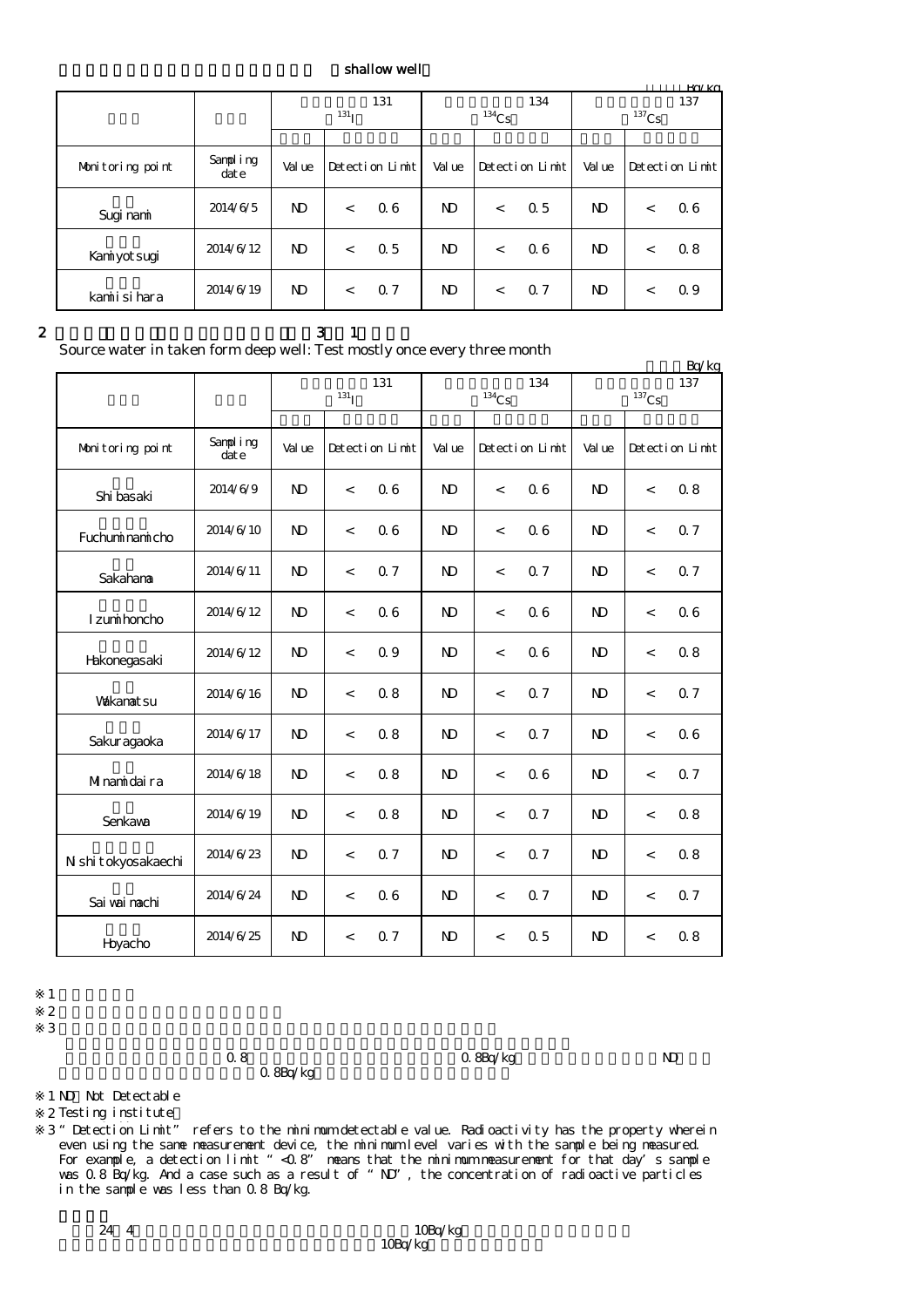shallow well

Bq/kg

| | | 131 $^{131}$I | | | 134 $^{134}$Cs | | | 137 $^{137}$Cs | | |
|---|---|---|---|---|---|---|---|---|---|---|
| Monitoring point | Sampling date | Value | Detection Limit | | Value | Detection Limit | | Value | Detection Limit | |
| Suginami | 2014/6/5 | ND | < | 0.6 | ND | < | 0.5 | ND | < | 0.6 |
| Kamiyotsugi | 2014/6/12 | ND | < | 0.5 | ND | < | 0.6 | ND | < | 0.8 |
| kamiishihara | 2014/6/19 | ND | < | 0.7 | ND | < | 0.7 | ND | < | 0.9 |

2 3 1

Source water in taken form deep well: Test mostly once every three month

Bq/kg

| | | 131 $^{131}$I | | | 134 $^{134}$Cs | | | 137 $^{137}$Cs | | |
|---|---|---|---|---|---|---|---|---|---|---|
| Monitoring point | Sampling date | Value | Detection Limit | | Value | Detection Limit | | Value | Detection Limit | |
| Shibasaki | 2014/6/9 | ND | < | 0.6 | ND | < | 0.6 | ND | < | 0.8 |
| Fuchuminamicho | 2014/6/10 | ND | < | 0.6 | ND | < | 0.6 | ND | < | 0.7 |
| Sakahama | 2014/6/11 | ND | < | 0.7 | ND | < | 0.7 | ND | < | 0.7 |
| Izumihoncho | 2014/6/12 | ND | < | 0.6 | ND | < | 0.6 | ND | < | 0.6 |
| Hakonegasaki | 2014/6/12 | ND | < | 0.9 | ND | < | 0.6 | ND | < | 0.8 |
| Wakamatsu | 2014/6/16 | ND | < | 0.8 | ND | < | 0.7 | ND | < | 0.7 |
| Sakuragaoka | 2014/6/17 | ND | < | 0.8 | ND | < | 0.7 | ND | < | 0.6 |
| Minamidaira | 2014/6/18 | ND | < | 0.8 | ND | < | 0.6 | ND | < | 0.7 |
| Senkawa | 2014/6/19 | ND | < | 0.8 | ND | < | 0.7 | ND | < | 0.8 |
| Nishitokyosakaechi | 2014/6/23 | ND | < | 0.7 | ND | < | 0.7 | ND | < | 0.8 |
| Saiwaimachi | 2014/6/24 | ND | < | 0.6 | ND | < | 0.7 | ND | < | 0.7 |
| Hoyacho | 2014/6/25 | ND | < | 0.7 | ND | < | 0.5 | ND | < | 0.8 |

※1

※2

※3

0.8 0.8Bq/kg ND 0.8Bq/kg

※1 ND: Not Detectable

※2 Testing institute

※3 "Detection Limit" refers to the minimum detectable value. Radioactivity has the property wherein even using the same measurement device, the minimum level varies with the sample being measured. For example, a detection limit "<0.8" means that the minimum measurement for that day's sample was 0.8 Bq/kg. And a case such as a result of "ND", the concentration of radioactive particles in the sample was less than 0.8 Bq/kg.

24 4 10Bq/kg 10Bq/kg